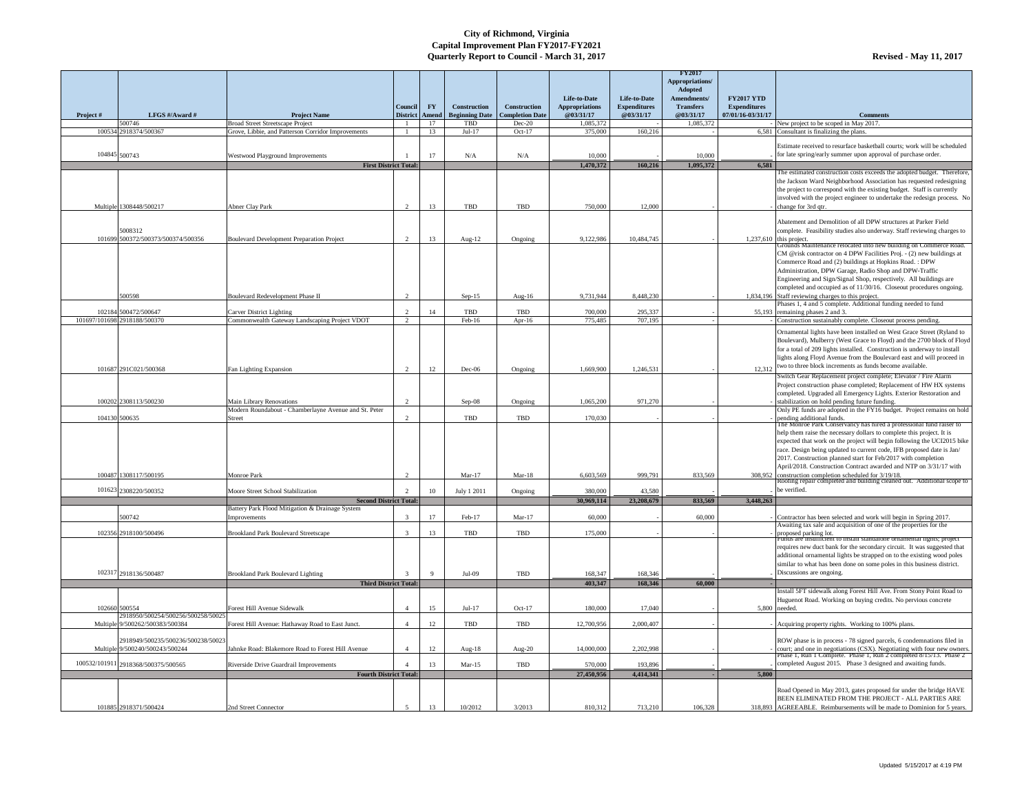# City of Richmond, Virginia
## Capital Improvement Plan FY2017-FY2021
## Quarterly Report to Council - March 31, 2017

**Revised - May 11, 2017**

| Project # | LFGS #/Award # | Project Name | Council District | FY Amend | Construction Beginning Date | Construction Completion Date | Life-to-Date Appropriations @03/31/17 | Life-to-Date Expenditures @03/31/17 | FY2017 Appropriations/ Adopted Amendments/ Transfers @03/31/17 | FY2017 YTD Expenditures 07/01/16-03/31/17 | Comments |
|---|---|---|---|---|---|---|---|---|---|---|---|
| | 500746 | Broad Street Streetscape Project | 1 | 17 | TBD | Dec-20 | 1,085,372 | - | 1,085,372 | - | New project to be scoped in May 2017. |
| 100534 | 2918374/500367 | Grove, Libbie, and Patterson Corridor Improvements | 1 | 13 | Jul-17 | Oct-17 | 375,000 | 160,216 | - | 6,581 | Consultant is finalizing the plans. |
| 104845 | 500743 | Westwood Playground Improvements | 1 | 17 | N/A | N/A | 10,000 | - | 10,000 | - | Estimate received to resurface basketball courts; work will be scheduled for late spring/early summer upon approval of purchase order. |
| | | **First District Total:** | | | | | **1,470,372** | **160,216** | **1,095,372** | **6,581** | |
| Multiple | 1308448/500217 | Abner Clay Park | 2 | 13 | TBD | TBD | 750,000 | 12,000 | - | - | The estimated construction costs exceeds the adopted budget. Therefore, the Jackson Ward Neighborhood Association has requested redesigning the project to correspond with the existing budget. Staff is currently involved with the project engineer to undertake the redesign process. No change for 3rd qtr. |
| 101699 | 5008312 500372/500373/500374/500356 | Boulevard Development Preparation Project | 2 | 13 | Aug-12 | Ongoing | 9,122,986 | 10,484,745 | - | 1,237,610 | Abatement and Demolition of all DPW structures at Parker Field complete. Feasibility studies also underway. Staff reviewing charges to this project. |
| | 500598 | Boulevard Redevelopment Phase II | 2 | | Sep-15 | Aug-16 | 9,731,944 | 8,448,230 | - | 1,834,196 | Grounds Maintenance relocated into new building on Commerce Road. CM @risk contractor on 4 DPW Facilities Proj. - (2) new buildings at Commerce Road and (2) buildings at Hopkins Road. : DPW Administration, DPW Garage, Radio Shop and DPW-Traffic Engineering and Sign/Signal Shop, respectively. All buildings are completed and occupied as of 11/30/16. Closeout procedures ongoing. Staff reviewing charges to this project. |
| 102184 | 500472/500647 | Carver District Lighting | 2 | 14 | TBD | TBD | 700,000 | 295,337 | - | 55,193 | Phases 1, 4 and 5 complete. Additional funding needed to fund remaining phases 2 and 3. |
| 101697/101698 | 2918188/500370 | Commonwealth Gateway Landscaping Project VDOT | 2 | | Feb-16 | Apr-16 | 775,485 | 707,195 | - | - | Construction sustainably complete. Closeout process pending. |
| 101687 | 291C021/500368 | Fan Lighting Expansion | 2 | 12 | Dec-06 | Ongoing | 1,669,900 | 1,246,531 | - | 12,312 | Ornamental lights have been installed on West Grace Street (Ryland to Boulevard), Mulberry (West Grace to Floyd) and the 2700 block of Floyd for a total of 209 lights installed. Construction is underway to install lights along Floyd Avenue from the Boulevard east and will proceed in two to three block increments as funds become available. |
| 100202 | 2308113/500230 | Main Library Renovations | 2 | | Sep-08 | Ongoing | 1,065,200 | 971,270 | - | - | Switch Gear Replacement project complete; Elevator / Fire Alarm Project construction phase completed; Replacement of HW HX systems completed. Upgraded all Emergency Lights. Exterior Restoration and stabilization on hold pending future funding. |
| 104130 | 500635 | Modern Roundabout - Chamberlayne Avenue and St. Peter Street | 2 | | TBD | TBD | 170,030 | - | - | - | Only PE funds are adopted in the FY16 budget. Project remains on hold pending additional funds. |
| 100487 | 1308117/500195 | Monroe Park | 2 | | Mar-17 | Mar-18 | 6,603,569 | 999,791 | 833,569 | 308,952 | The Monroe Park Conservancy has hired a professional fund raiser to help them raise the necessary dollars to complete this project. It is expected that work on the project will begin following the UCI2015 bike race. Design being updated to current code, IFB proposed date is Jan/ 2017. Construction planned start for Feb/2017 with completion April/2018. Construction Contract awarded and NTP on 3/31/17 with construction completion scheduled for 3/19/18. |
| 101623 | 2308220/500352 | Moore Street School Stabilization | 2 | 10 | July 1 2011 | Ongoing | 380,000 | 43,580 | - | - | Roofing repair completed and building cleaned out. Additional scope to be verified. |
| | | **Second District Total:** | | | | | **30,969,114** | **23,208,679** | **833,569** | **3,448,263** | |
| | 500742 | Battery Park Flood Mitigation & Drainage System Improvements | 3 | 17 | Feb-17 | Mar-17 | 60,000 | - | 60,000 | - | Contractor has been selected and work will begin in Spring 2017. |
| 102356 | 2918100/500496 | Brookland Park Boulevard Streetscape | 3 | 13 | TBD | TBD | 175,000 | - | - | - | Awaiting tax sale and acquisition of one of the properties for the proposed parking lot. |
| 102317 | 2918136/500487 | Brookland Park Boulevard Lighting | 3 | 9 | Jul-09 | TBD | 168,347 | 168,346 | - | - | Funds are insufficient to install standalone ornamental lights; project requires new duct bank for the secondary circuit. It was suggested that additional ornamental lights be strapped on to the existing wood poles similar to what has been done on some poles in this business district. Discussions are ongoing. |
| | | **Third District Total:** | | | | | **403,347** | **168,346** | **60,000** | **-** | |
| 102660 | 500554 | Forest Hill Avenue Sidewalk | 4 | 15 | Jul-17 | Oct-17 | 180,000 | 17,040 | - | 5,800 | Install 5FT sidewalk along Forest Hill Ave. From Stony Point Road to Huguenot Road. Working on buying credits. No pervious concrete needed. |
| Multiple | 2918950/500254/500256/500258/500259/500262/500383/500384 | Forest Hill Avenue: Hathaway Road to East Junct. | 4 | 12 | TBD | TBD | 12,700,956 | 2,000,407 | - | - | Acquiring property rights. Working to 100% plans. |
| Multiple | 2918949/500235/500236/500238/500239/500240/500243/500244 | Jahnke Road: Blakemore Road to Forest Hill Avenue | 4 | 12 | Aug-18 | Aug-20 | 14,000,000 | 2,202,998 | - | - | ROW phase is in process - 78 signed parcels, 6 condemnations filed in court; and one in negotiations (CSX). Negotiating with four new owners. |
| 100532/101911 | 2918368/500375/500565 | Riverside Drive Guardrail Improvements | 4 | 13 | Mar-15 | TBD | 570,000 | 193,896 | - | - | Phase 1, Run 1 Complete. Phase 1, Run 2 completed 8/15/13. Phase 2 completed August 2015. Phase 3 designed and awaiting funds. |
| | | **Fourth District Total:** | | | | | **27,450,956** | **4,414,341** | **-** | **5,800** | |
| 101885 | 2918371/500424 | 2nd Street Connector | 5 | 13 | 10/2012 | 3/2013 | 810,312 | 713,210 | 106,328 | 318,893 | Road Opened in May 2013, gates proposed for under the bridge HAVE BEEN ELIMINATED FROM THE PROJECT - ALL PARTIES ARE AGREEABLE. Reimbursements will be made to Dominion for 5 years. |

Updated 5/15/2017 at 4:19 PM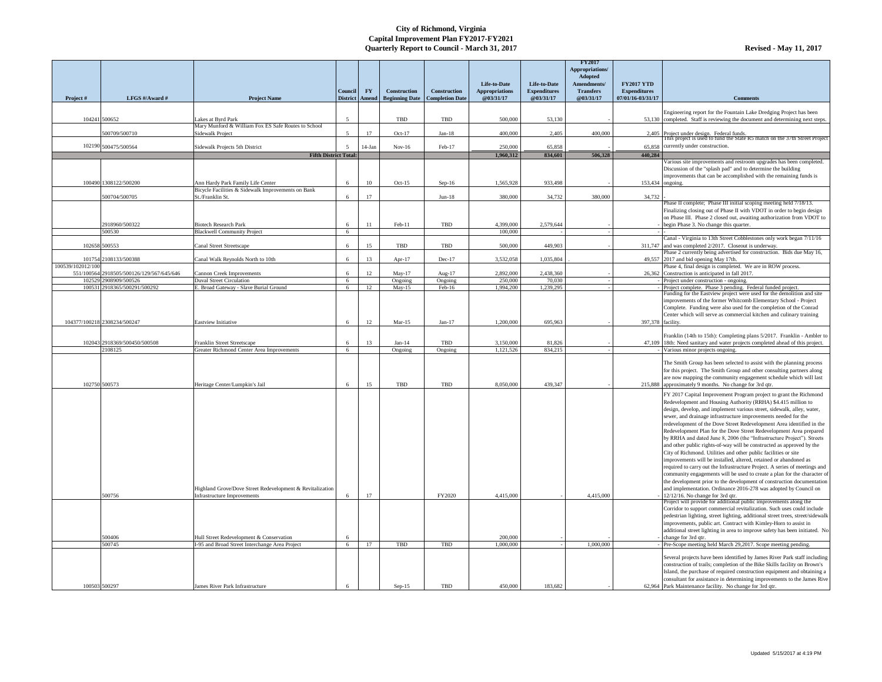# City of Richmond, Virginia
## Capital Improvement Plan FY2017-FY2021
## Quarterly Report to Council - March 31, 2017

**Revised - May 11, 2017**

| Project # | LFGS #/Award # | Project Name | Council District | FY Amend | Construction Beginning Date | Construction Completion Date | Life-to-Date Appropriations @03/31/17 | Life-to-Date Expenditures @03/31/17 | FY2017 Appropriations/ Adopted Amendments/ Transfers @03/31/17 | FY2017 YTD Expenditures 07/01/16-03/31/17 | Comments |
|---|---|---|---|---|---|---|---|---|---|---|---|
| 104241 | 500652 | Lakes at Byrd Park | 5 | | TBD | TBD | 500,000 | 53,130 | - | 53,130 | Engineering report for the Fountain Lake Dredging Project has been completed. Staff is reviewing the document and determining next steps. |
| | 500709/500710 | Mary Munford & William Fox ES Safe Routes to School Sidewalk Project | 5 | 17 | Oct-17 | Jan-18 | 400,000 | 2,405 | 400,000 | 2,405 | Project under design. Federal funds. |
| 102190 | 500475/500564 | Sidewalk Projects 5th District | 5 | 14-Jan | Nov-16 | Feb-17 | 250,000 | 65,858 | - | 65,858 | This project is used to fund the State R5 match on the 37th Street Project currently under construction. |
| | | **Fifth District Total:** | | | | | **1,960,312** | **834,601** | **506,328** | **440,284** | |
| 100490 | 1308122/500200 | Ann Hardy Park Family Life Center | 6 | 10 | Oct-15 | Sep-16 | 1,565,928 | 933,498 | - | 153,434 | Various site improvements and restroom upgrades has been completed. Discussion of the "splash pad" and to determine the building improvements that can be accomplished with the remaining funds is ongoing. |
| | 500704/500705 | Bicycle Facilities & Sidewalk Improvements on Bank St./Franklin St. | 6 | 17 | | Jun-18 | 380,000 | 34,732 | 380,000 | 34,732 | - |
| | 2918960/500322 | Biotech Research Park | 6 | 11 | Feb-11 | TBD | 4,399,000 | 2,579,644 | - | - | Phase II complete; Phase III initial scoping meeting held 7/18/13. Finalizing closing out of Phase II with VDOT in order to begin design on Phase III. Phase 2 closed out, awaiting authorization from VDOT to begin Phase 3. No change this quarter. |
| | 500530 | Blackwell Community Project | 6 | | | | 100,000 | - | - | - | - |
| 102658 | 500553 | Canal Street Streetscape | 6 | 15 | TBD | TBD | 500,000 | 449,903 | - | 311,747 | Canal - Virginia to 13th Street Cobblestones only work began 7/11/16 and was completed 2/2017. Closeout is underway. |
| 101754 | 2108133/500388 | Canal Walk Reynolds North to 10th | 6 | 13 | Apr-17 | Dec-17 | 3,532,058 | 1,035,804 | . | 49,557 | Phase 2 currently being advertised for construction. Bids due May 16, 2017 and bid opening May 17th. |
| 100539/102012/100551/100564 | 2918505/500126/129/567/645/646 | Cannon Creek Improvements | 6 | 12 | May-17 | Aug-17 | 2,892,000 | 2,438,360 | - | 26,362 | Phase 4, final design is completed. We are in ROW process. Construction is anticipated in fall 2017. |
| 102529 | 2908909/500526 | Duval Street Circulation | 6 | | Ongoing | Ongoing | 250,000 | 70,030 | - | - | Project under construction - ongoing. |
| 100531 | 2918365/500291/500292 | E. Broad Gateway - Slave Burial Ground | 6 | 12 | May-15 | Feb-16 | 1,994,200 | 1,239,295 | - | - | Project complete. Phase 3 pending. Federal funded project. |
| 104377/100218 | 2308234/500247 | Eastview Initiative | 6 | 12 | Mar-15 | Jan-17 | 1,200,000 | 695,963 | - | 397,378 | Funding for the Eastview project were used for the demolition and site improvements of the former Whitcomb Elementary School - Project Complete. Funding were also used for the completion of the Conrad Center which will serve as commercial kitchen and culinary training facility. |
| 102043 | 2918369/500450/500508 | Franklin Street Streetscape | 6 | 13 | Jan-14 | TBD | 3,150,000 | 81,826 | - | 47,109 | Franklin (14th to 15th): Completing plans 5/2017. Franklin - Ambler to 18th: Need sanitary and water projects completed ahead of this project. |
| | 2108125 | Greater Richmond Center Area Improvements | 6 | | Ongoing | Ongoing | 1,121,526 | 834,215 | - | - | Various minor projects ongoing. |
| 102750 | 500573 | Heritage Center/Lumpkin's Jail | 6 | 15 | TBD | TBD | 8,050,000 | 439,347 | - | 215,888 | The Smith Group has been selected to assist with the planning process for this project. The Smith Group and other consulting partners along are now mapping the community engagement schedule which will last approximately 9 months. No change for 3rd qtr. |
| | 500756 | Highland Grove/Dove Street Redevelopment & Revitalization Infrastructure Improvements | 6 | 17 | | FY2020 | 4,415,000 | - | 4,415,000 | - | FY 2017 Capital Improvement Program project to grant the Richmond Redevelopment and Housing Authority (RRHA) $4.415 million to design, develop, and implement various street, sidewalk, alley, water, sewer, and drainage infrastructure improvements needed for the redevelopment of the Dove Street Redevelopment Area identified in the Redevelopment Plan for the Dove Street Redevelopment Area prepared by RRHA and dated June 8, 2006 (the "Infrastructure Project"). Streets and other public rights-of-way will be constructed as approved by the City of Richmond. Utilities and other public facilities or site improvements will be installed, altered, retained or abandoned as required to carry out the Infrastructure Project. A series of meetings and community engagements will be used to create a plan for the character of the development prior to the development of construction documentation and implementation. Ordinance 2016-278 was adopted by Council on 12/12/16. No change for 3rd qtr. |
| | 500406 | Hull Street Redevelopment & Conservation | 6 | | | | 200,000 | - | - | - | Project will provide for additional public improvements along the Corridor to support commercial revitalization. Such uses could include pedestrian lighting, street lighting, additional street trees, street/sidewalk improvements, public art. Contract with Kimley-Horn to assist in additional street lighting in area to improve safety has been initiated. No change for 3rd qtr. |
| | 500745 | I-95 and Broad Street Interchange Area Project | 6 | 17 | TBD | TBD | 1,000,000 | - | 1,000,000 | - | Pre-Scope meeting held March 29,2017. Scope meeting pending. |
| 100503 | 500297 | James River Park Infrastructure | 6 | | Sep-15 | TBD | 450,000 | 183,682 | - | 62,964 | Several projects have been identified by James River Park staff including construction of trails; completion of the Bike Skills facility on Brown's Island, the purchase of required construction equipment and obtaining a consultant for assistance in determining improvements to the James River Park Maintenance facility. No change for 3rd qtr. |

Updated 5/15/2017 at 4:19 PM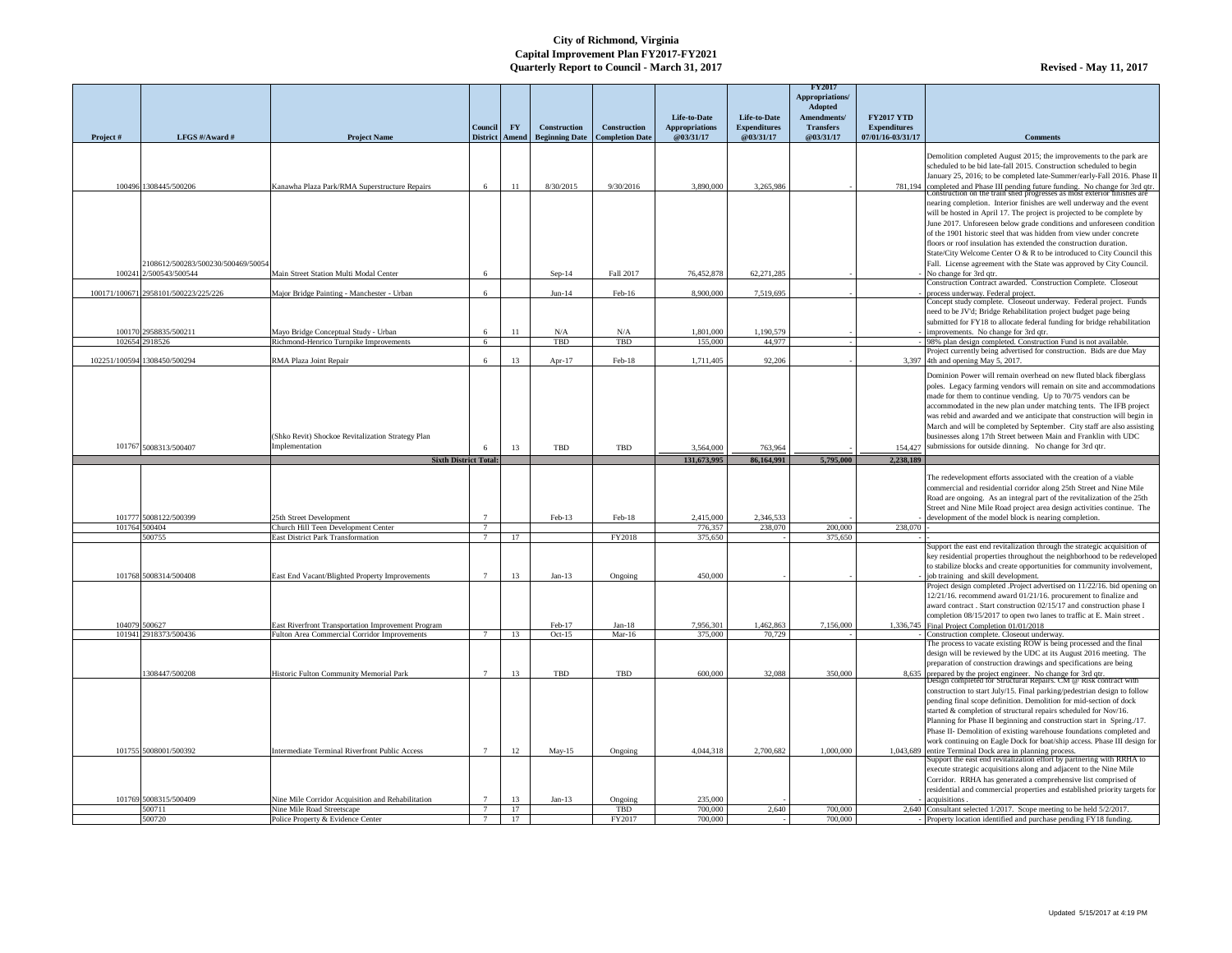# City of Richmond, Virginia
## Capital Improvement Plan FY2017-FY2021
## Quarterly Report to Council - March 31, 2017

**Revised - May 11, 2017**

| Project # | LFGS #/Award # | Project Name | Council District | FY Amend | Construction Beginning Date | Construction Completion Date | Life-to-Date Appropriations @03/31/17 | Life-to-Date Expenditures @03/31/17 | FY2017 Appropriations/ Adopted Amendments/ Transfers @03/31/17 | FY2017 YTD Expenditures 07/01/16-03/31/17 | Comments |
|---|---|---|---|---|---|---|---|---|---|---|---|
| 100496 | 1308445/500206 | Kanawha Plaza Park/RMA Superstructure Repairs | 6 | 11 | 8/30/2015 | 9/30/2016 | 3,890,000 | 3,265,986 | - | 781,194 | Demolition completed August 2015; the improvements to the park are scheduled to be bid late-fall 2015. Construction scheduled to begin January 25, 2016; to be completed late-Summer/early-Fall 2016. Phase II completed and Phase III pending future funding. No change for 3rd qtr. |
| 100241 | 2108612/500283/500230/500469/500542/500543/500544 | Main Street Station Multi Modal Center | 6 | | Sep-14 | Fall 2017 | 76,452,878 | 62,271,285 | - | - | Construction on the train shed progresses as most exterior finishes are nearing completion. Interior finishes are well underway and the event will be hosted in April 17. The project is projected to be complete by June 2017. Unforeseen below grade conditions and unforeseen condition of the 1901 historic steel that was hidden from view under concrete floors or roof insulation has extended the construction duration. State/City Welcome Center O & R to be introduced to City Council this Fall. License agreement with the State was approved by City Council. No change for 3rd qtr. |
| 100171/100671 | 2958101/500223/225/226 | Major Bridge Painting - Manchester - Urban | 6 | | Jun-14 | Feb-16 | 8,900,000 | 7,519,695 | - | - | Construction Contract awarded. Construction Complete. Closeout process underway. Federal project. |
| 100170 | 2958835/500211 | Mayo Bridge Conceptual Study - Urban | 6 | 11 | N/A | N/A | 1,801,000 | 1,190,579 | - | - | Concept study complete. Closeout underway. Federal project. Funds need to be JV'd; Bridge Rehabilitation project budget page being submitted for FY18 to allocate federal funding for bridge rehabilitation improvements. No change for 3rd qtr. |
| 102654 | 2918526 | Richmond-Henrico Turnpike Improvements | 6 | | TBD | TBD | 155,000 | 44,977 | - | - | 98% plan design completed. Construction Fund is not available. |
| 102251/100594 | 1308450/500294 | RMA Plaza Joint Repair | 6 | 13 | Apr-17 | Feb-18 | 1,711,405 | 92,206 | - | 3,397 | Project currently being advertised for construction. Bids are due May 4th and opening May 5, 2017. |
| 101767 | 5008313/500407 | (Shko Revit) Shockoe Revitalization Strategy Plan Implementation | 6 | 13 | TBD | TBD | 3,564,000 | 763,964 | - | 154,427 | Dominion Power will remain overhead on new fluted black fiberglass poles. Legacy farming vendors will remain on site and accommodations made for them to continue vending. Up to 70/75 vendors can be accommodated in the new plan under matching tents. The IFB project was rebid and awarded and we anticipate that construction will begin in March and will be completed by September. City staff are also assisting businesses along 17th Street between Main and Franklin with UDC submissions for outside dinning. No change for 3rd qtr. |
| | | **Sixth District Total:** | | | | | **131,673,995** | **86,164,991** | **5,795,000** | **2,238,189** | |
| 101777 | 5008122/500399 | 25th Street Development | 7 | | Feb-13 | Feb-18 | 2,415,000 | 2,346,533 | - | - | The redevelopment efforts associated with the creation of a viable commercial and residential corridor along 25th Street and Nine Mile Road are ongoing. As an integral part of the revitalization of the 25th Street and Nine Mile Road project area design activities continue. The development of the model block is nearing completion. |
| 101764 | 500404 | Church Hill Teen Development Center | 7 | | | | 776,357 | 238,070 | 200,000 | 238,070 | - |
| | 500755 | East District Park Transformation | 7 | 17 | | FY2018 | 375,650 | - | 375,650 | - | - |
| 101768 | 5008314/500408 | East End Vacant/Blighted Property Improvements | 7 | 13 | Jan-13 | Ongoing | 450,000 | - | - | - | Support the east end revitalization through the strategic acquisition of key residential properties throughout the neighborhood to be redeveloped to stabilize blocks and create opportunities for community involvement, job training and skill development. |
| 104079 | 500627 | East Riverfront Transportation Improvement Program | | | Feb-17 | Jan-18 | 7,956,301 | 1,462,863 | 7,156,000 | 1,336,745 | Project design completed .Project advertised on 11/22/16. bid opening on 12/21/16. recommend award 01/21/16. procurement to finalize and award contract . Start construction 02/15/17 and construction phase I completion 08/15/2017 to open two lanes to traffic at E. Main street . Final Project Completion 01/01/2018 |
| 101941 | 2918373/500436 | Fulton Area Commercial Corridor Improvements | 7 | 13 | Oct-15 | Mar-16 | 375,000 | 70,729 | - | - | Construction complete. Closeout underway. |
| | 1308447/500208 | Historic Fulton Community Memorial Park | 7 | 13 | TBD | TBD | 600,000 | 32,088 | 350,000 | 8,635 | The process to vacate existing ROW is being processed and the final design will be reviewed by the UDC at its August 2016 meeting. The preparation of construction drawings and specifications are being prepared by the project engineer. No change for 3rd qtr. |
| 101755 | 5008001/500392 | Intermediate Terminal Riverfront Public Access | 7 | 12 | May-15 | Ongoing | 4,044,318 | 2,700,682 | 1,000,000 | 1,043,689 | Design completed for Structural Repairs. CM @ Risk contract with construction to start July/15. Final parking/pedestrian design to follow pending final scope definition. Demolition for mid-section of dock started & completion of structural repairs scheduled for Nov/16. Planning for Phase II beginning and construction start in Spring./17. Phase II- Demolition of existing warehouse foundations completed and work continuing on Eagle Dock for boat/ship access. Phase III design for entire Terminal Dock area in planning process. |
| 101769 | 5008315/500409 | Nine Mile Corridor Acquisition and Rehabilitation | 7 | 13 | Jan-13 | Ongoing | 235,000 | - | - | - | Support the east end revitalization effort by partnering with RRHA to execute strategic acquisitions along and adjacent to the Nine Mile Corridor. RRHA has generated a comprehensive list comprised of residential and commercial properties and established priority targets for acquisitions . |
| | 500711 | Nine Mile Road Streetscape | 7 | 17 | | TBD | 700,000 | 2,640 | 700,000 | 2,640 | Consultant selected 1/2017. Scope meeting to be held 5/2/2017. |
| | 500720 | Police Property & Evidence Center | 7 | 17 | | FY2017 | 700,000 | - | 700,000 | - | Property location identified and purchase pending FY18 funding. |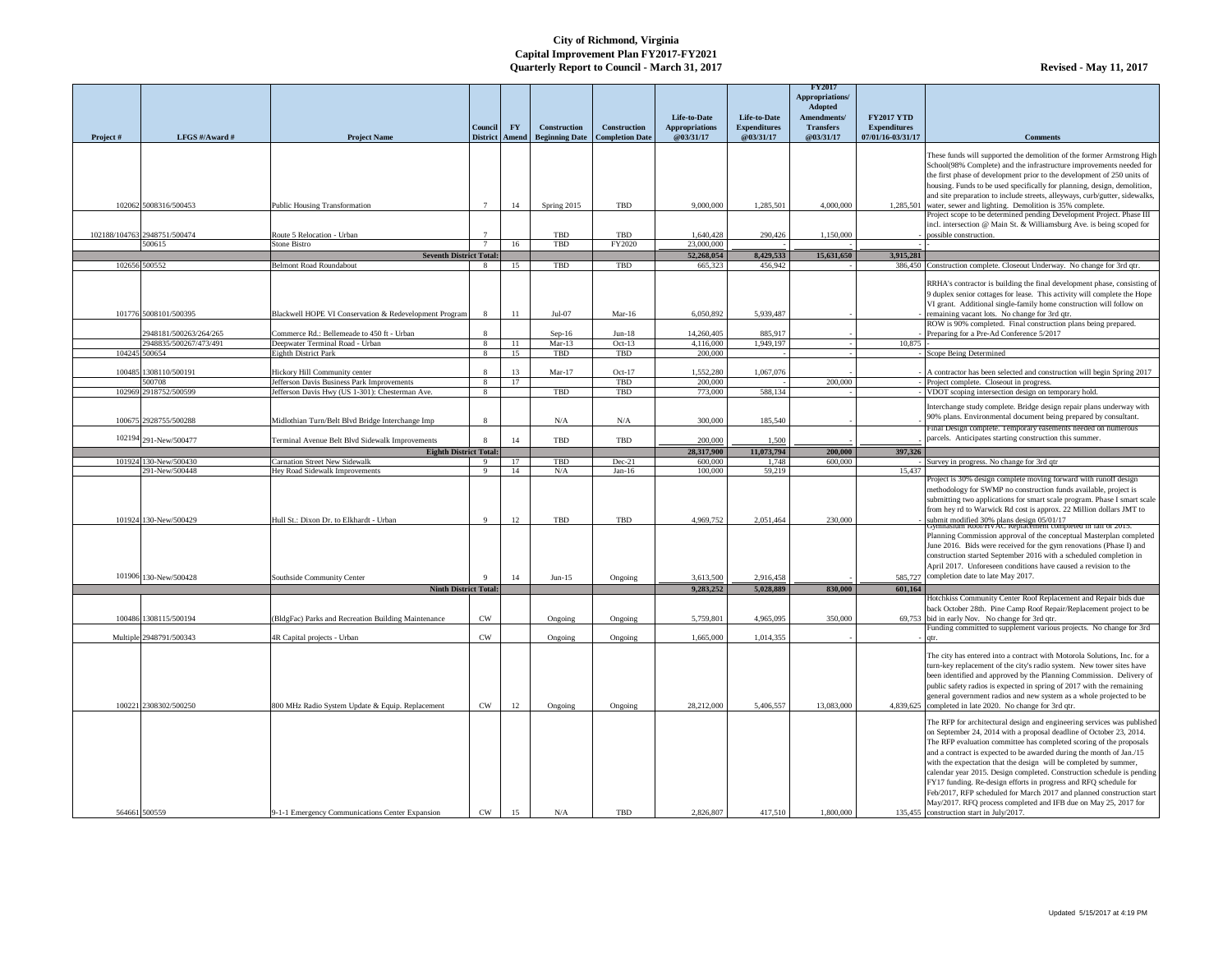# City of Richmond, Virginia
## Capital Improvement Plan FY2017-FY2021
## Quarterly Report to Council - March 31, 2017

**Revised - May 11, 2017**

| Project # | LFGS #/Award # | Project Name | Council District | FY Amend | Construction Beginning Date | Construction Completion Date | Life-to-Date Appropriations @03/31/17 | Life-to-Date Expenditures @03/31/17 | FY2017 Appropriations/ Adopted Amendments/ Transfers @03/31/17 | FY2017 YTD Expenditures 07/01/16-03/31/17 | Comments |
|---|---|---|---|---|---|---|---|---|---|---|---|
| 102062 | 5008316/500453 | Public Housing Transformation | 7 | 14 | Spring 2015 | TBD | 9,000,000 | 1,285,501 | 4,000,000 | 1,285,501 | These funds will supported the demolition of the former Armstrong High School(98% Complete) and the infrastructure improvements needed for the first phase of development prior to the development of 250 units of housing. Funds to be used specifically for planning, design, demolition, and site preparation to include streets, alleyways, curb/gutter, sidewalks, water, sewer and lighting. Demolition is 35% complete. |
| 102188/104763 | 2948751/500474 | Route 5 Relocation - Urban | 7 | | TBD | TBD | 1,640,428 | 290,426 | 1,150,000 | - | Project scope to be determined pending Development Project. Phase III incl. intersection @ Main St. & Williamsburg Ave. is being scoped for possible construction. |
| | 500615 | Stone Bistro | 7 | 16 | TBD | FY2020 | 23,000,000 | - | - | - | - |
| | | **Seventh District Total:** | | | | | **52,268,054** | **8,429,533** | **15,631,650** | **3,915,281** | |
| 102656 | 500552 | Belmont Road Roundabout | 8 | 15 | TBD | TBD | 665,323 | 456,942 | - | 386,450 | Construction complete. Closeout Underway. No change for 3rd qtr. |
| 101776 | 5008101/500395 | Blackwell HOPE VI Conservation & Redevelopment Program | 8 | 11 | Jul-07 | Mar-16 | 6,050,892 | 5,939,487 | - | - | RRHA's contractor is building the final development phase, consisting of 9 duplex senior cottages for lease. This activity will complete the Hope VI grant. Additional single-family home construction will follow on remaining vacant lots. No change for 3rd qtr. |
| | 2948181/500263/264/265 | Commerce Rd.: Bellemeade to 450 ft - Urban | 8 | | Sep-16 | Jun-18 | 14,260,405 | 885,917 | - | - | ROW is 90% completed. Final construction plans being prepared. Preparing for a Pre-Ad Conference 5/2017 |
| | 2948835/500267/473/491 | Deepwater Terminal Road - Urban | 8 | 11 | Mar-13 | Oct-13 | 4,116,000 | 1,949,197 | - | 10,875 | - |
| 104245 | 500654 | Eighth District Park | 8 | 15 | TBD | TBD | 200,000 | - | - | - | Scope Being Determined |
| 100485 | 1308110/500191 | Hickory Hill Community center | 8 | 13 | Mar-17 | Oct-17 | 1,552,280 | 1,067,076 | - | - | A contractor has been selected and construction will begin Spring 2017 |
| | 500708 | Jefferson Davis Business Park Improvements | 8 | 17 | | TBD | 200,000 | - | 200,000 | - | Project complete. Closeout in progress. |
| 102969 | 2918752/500599 | Jefferson Davis Hwy (US 1-301): Chesterman Ave. | 8 | | TBD | TBD | 773,000 | 588,134 | - | - | VDOT scoping intersection design on temporary hold. |
| 100675 | 2928755/500288 | Midlothian Turn/Belt Blvd Bridge Interchange Imp | 8 | | N/A | N/A | 300,000 | 185,540 | - | - | Interchange study complete. Bridge design repair plans underway with 90% plans. Environmental document being prepared by consultant. |
| 102194 | 291-New/500477 | Terminal Avenue Belt Blvd Sidewalk Improvements | 8 | 14 | TBD | TBD | 200,000 | 1,500 | - | - | Final Design complete. Temporary easements needed on numerous parcels. Anticipates starting construction this summer. |
| | | **Eighth District Total:** | | | | | **28,317,900** | **11,073,794** | **200,000** | **397,326** | |
| 101924 | 130-New/500430 | Carnation Street New Sidewalk | 9 | 17 | TBD | Dec-21 | 600,000 | 1,748 | 600,000 | - | Survey in progress. No change for 3rd qtr |
| | 291-New/500448 | Hey Road Sidewalk Improvements | 9 | 14 | N/A | Jan-16 | 100,000 | 59,219 | | 15,437 | |
| 101924 | 130-New/500429 | Hull St.: Dixon Dr. to Elkhardt - Urban | 9 | 12 | TBD | TBD | 4,969,752 | 2,051,464 | 230,000 | - | Project is 30% design complete moving forward with runoff design methodology for SWMP no construction funds available, project is submitting two applications for smart scale program. Phase I smart scale from hey rd to Warwick Rd cost is approx. 22 Million dollars JMT to submit modified 30% plans design 05/01/17 |
| 101906 | 130-New/500428 | Southside Community Center | 9 | 14 | Jun-15 | Ongoing | 3,613,500 | 2,916,458 | - | 585,727 | Gymnasium Roof/HVAC Replacement completed in fall of 2015. Planning Commission approval of the conceptual Masterplan completed June 2016. Bids were received for the gym renovations (Phase I) and construction started September 2016 with a scheduled completion in April 2017. Unforeseen conditions have caused a revision to the completion date to late May 2017. |
| | | **Ninth District Total:** | | | | | **9,283,252** | **5,028,889** | **830,000** | **601,164** | |
| 100486 | 1308115/500194 | (BldgFac) Parks and Recreation Building Maintenance | CW | | Ongoing | Ongoing | 5,759,801 | 4,965,095 | 350,000 | 69,753 | Hotchkiss Community Center Roof Replacement and Repair bids due back October 28th. Pine Camp Roof Repair/Replacement project to be bid in early Nov. No change for 3rd qtr. |
| Multiple | 2948791/500343 | 4R Capital projects - Urban | CW | | Ongoing | Ongoing | 1,665,000 | 1,014,355 | - | - | Funding committed to supplement various projects. No change for 3rd qtr. |
| 100221 | 2308302/500250 | 800 MHz Radio System Update & Equip. Replacement | CW | 12 | Ongoing | Ongoing | 28,212,000 | 5,406,557 | 13,083,000 | 4,839,625 | The city has entered into a contract with Motorola Solutions, Inc. for a turn-key replacement of the city's radio system. New tower sites have been identified and approved by the Planning Commission. Delivery of public safety radios is expected in spring of 2017 with the remaining general government radios and new system as a whole projected to be completed in late 2020. No change for 3rd qtr. |
| 564661 | 500559 | 9-1-1 Emergency Communications Center Expansion | CW | 15 | N/A | TBD | 2,826,807 | 417,510 | 1,800,000 | 135,455 | The RFP for architectural design and engineering services was published on September 24, 2014 with a proposal deadline of October 23, 2014. The RFP evaluation committee has completed scoring of the proposals and a contract is expected to be awarded during the month of Jan./15 with the expectation that the design will be completed by summer, calendar year 2015. Design completed. Construction schedule is pending FY17 funding. Re-design efforts in progress and RFQ schedule for Feb/2017, RFP scheduled for March 2017 and planned construction start May/2017. RFQ process completed and IFB due on May 25, 2017 for construction start in July/2017. |

Updated 5/15/2017 at 4:19 PM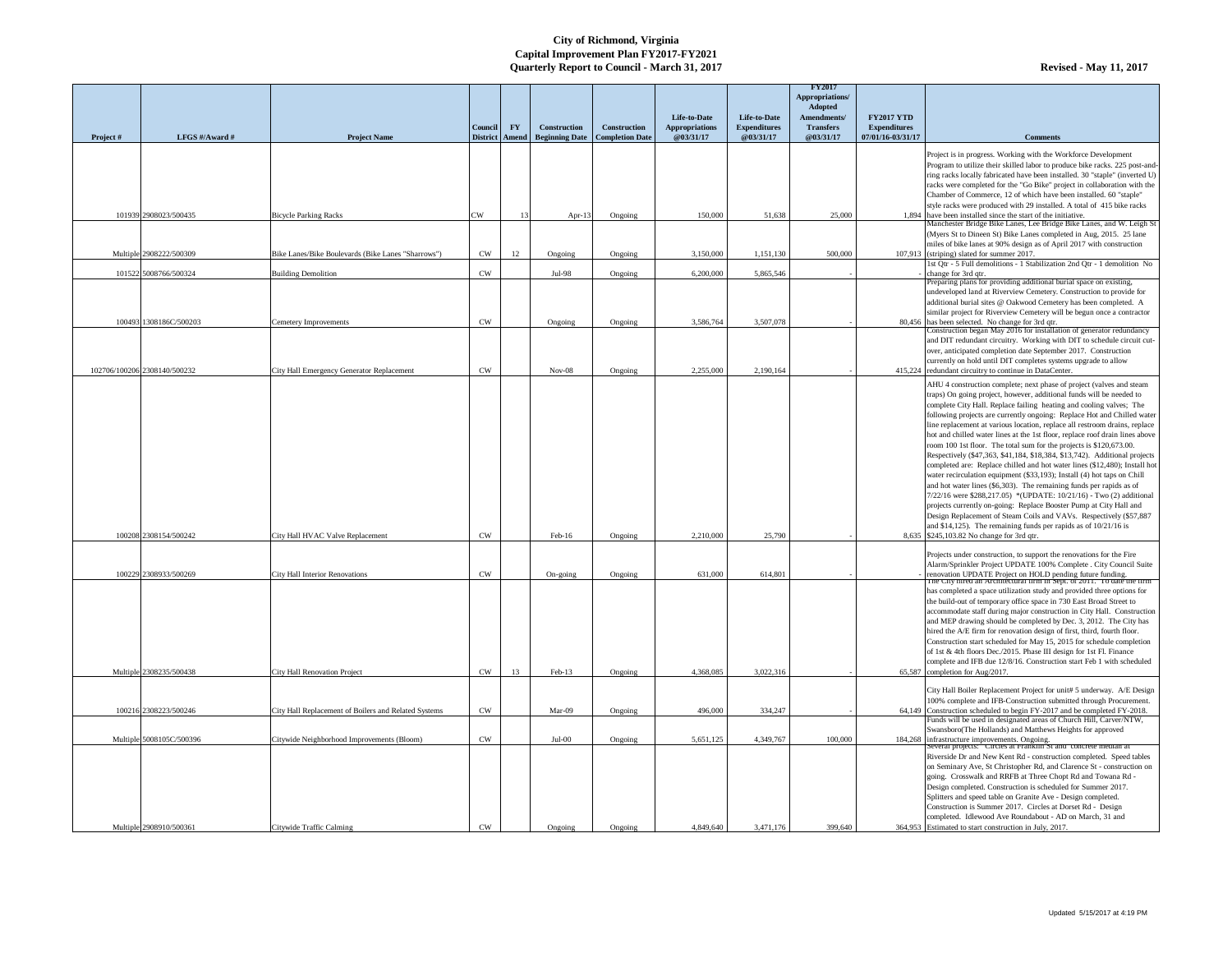# City of Richmond, Virginia
## Capital Improvement Plan FY2017-FY2021
## Quarterly Report to Council - March 31, 2017

**Revised - May 11, 2017**

| Project # | LFGS #/Award # | Project Name | Council District | FY Amend | Construction Beginning Date | Construction Completion Date | Life-to-Date Appropriations @03/31/17 | Life-to-Date Expenditures @03/31/17 | FY2017 Appropriations/ Adopted Amendments/ Transfers @03/31/17 | FY2017 YTD Expenditures 07/01/16-03/31/17 | Comments |
|---|---|---|---|---|---|---|---|---|---|---|---|
| 101939 | 2908023/500435 | Bicycle Parking Racks | CW | 13 | Apr-13 | Ongoing | 150,000 | 51,638 | 25,000 | 1,894 | Project is in progress. Working with the Workforce Development Program to utilize their skilled labor to produce bike racks. 225 post-and-ring racks locally fabricated have been installed. 30 "staple" (inverted U) racks were completed for the "Go Bike" project in collaboration with the Chamber of Commerce, 12 of which have been installed. 60 "staple" style racks were produced with 29 installed. A total of 415 bike racks have been installed since the start of the initiative. |
| Multiple | 2908222/500309 | Bike Lanes/Bike Boulevards (Bike Lanes "Sharrows") | CW | 12 | Ongoing | Ongoing | 3,150,000 | 1,151,130 | 500,000 | 107,913 | Manchester Bridge Bike Lanes, Lee Bridge Bike Lanes, and W. Leigh St (Myers St to Dineen St) Bike Lanes completed in Aug, 2015. 25 lane miles of bike lanes at 90% design as of April 2017 with construction (striping) slated for summer 2017. |
| 101522 | 5008766/500324 | Building Demolition | CW | | Jul-98 | Ongoing | 6,200,000 | 5,865,546 | - | - | 1st Qtr - 5 Full demolitions - 1 Stabilization 2nd Qtr - 1 demolition No change for 3rd qtr. |
| 100493 | 1308186C/500203 | Cemetery Improvements | CW | | Ongoing | Ongoing | 3,586,764 | 3,507,078 | - | 80,456 | Preparing plans for providing additional burial space on existing, undeveloped land at Riverview Cemetery. Construction to provide for additional burial sites @ Oakwood Cemetery has been completed. A similar project for Riverview Cemetery will be begun once a contractor has been selected. No change for 3rd qtr. |
| 102706/100206 | 2308140/500232 | City Hall Emergency Generator Replacement | CW | | Nov-08 | Ongoing | 2,255,000 | 2,190,164 | - | 415,224 | Construction began May 2016 for installation of generator redundancy and DIT redundant circuitry. Working with DIT to schedule circuit cut-over, anticipated completion date September 2017. Construction currently on hold until DIT completes systems upgrade to allow redundant circuitry to continue in DataCenter. |
| 100208 | 2308154/500242 | City Hall HVAC Valve Replacement | CW | | Feb-16 | Ongoing | 2,210,000 | 25,790 | - | 8,635 | AHU 4 construction complete; next phase of project (valves and steam traps) On going project, however, additional funds will be needed to complete City Hall. Replace failing heating and cooling valves; The following projects are currently ongoing: Replace Hot and Chilled water line replacement at various location, replace all restroom drains, replace hot and chilled water lines at the 1st floor, replace roof drain lines above room 100 1st floor. The total sum for the projects is $120,673.00. Respectively ($47,363, $41,184, $18,384, $13,742). Additional projects completed are: Replace chilled and hot water lines ($12,480); Install hot water recirculation equipment ($33,193); Install (4) hot taps on Chill and hot water lines ($6,303). The remaining funds per rapids as of 7/22/16 were $288,217.05) *(UPDATE: 10/21/16) - Two (2) additional projects currently on-going: Replace Booster Pump at City Hall and Design Replacement of Steam Coils and VAVs. Respectively ($57,887 and $14,125). The remaining funds per rapids as of 10/21/16 is $245,103.82 No change for 3rd qtr. |
| 100229 | 2308933/500269 | City Hall Interior Renovations | CW | | On-going | Ongoing | 631,000 | 614,801 | - | - | Projects under construction, to support the renovations for the Fire Alarm/Sprinkler Project UPDATE 100% Complete . City Council Suite renovation UPDATE Project on HOLD pending future funding. |
| Multiple | 2308235/500438 | City Hall Renovation Project | CW | 13 | Feb-13 | Ongoing | 4,368,085 | 3,022,316 | - | 65,587 | The City hired an Architectural firm in Sept. of 2011. To date the firm has completed a space utilization study and provided three options for the build-out of temporary office space in 730 East Broad Street to accommodate staff during major construction in City Hall. Construction and MEP drawing should be completed by Dec. 3, 2012. The City has hired the A/E firm for renovation design of first, third, fourth floor. Construction start scheduled for May 15, 2015 for schedule completion of 1st & 4th floors Dec./2015. Phase III design for 1st Fl. Finance complete and IFB due 12/8/16. Construction start Feb 1 with scheduled completion for Aug/2017. |
| 100216 | 2308223/500246 | City Hall Replacement of Boilers and Related Systems | CW | | Mar-09 | Ongoing | 496,000 | 334,247 | - | 64,149 | City Hall Boiler Replacement Project for unit# 5 underway. A/E Design 100% complete and IFB-Construction submitted through Procurement. Construction scheduled to begin FY-2017 and be completed FY-2018. |
| Multiple | 5008105C/500396 | Citywide Neighborhood Improvements (Bloom) | CW | | Jul-00 | Ongoing | 5,651,125 | 4,349,767 | 100,000 | 184,268 | Funds will be used in designated areas of Church Hill, Carver/NTW, Swansboro(The Hollands) and Matthews Heights for approved infrastructure improvements. Ongoing. |
| Multiple | 2908910/500361 | Citywide Traffic Calming | CW | | Ongoing | Ongoing | 4,849,640 | 3,471,176 | 399,640 | 364,953 | Several projects: Circles at Franklin St and concrete median at Riverside Dr and New Kent Rd - construction completed. Speed tables on Seminary Ave, St Christopher Rd, and Clarence St - construction on going. Crosswalk and RRFB at Three Chopt Rd and Towana Rd - Design completed. Construction is scheduled for Summer 2017. Splitters and speed table on Granite Ave - Design completed. Construction is Summer 2017. Circles at Dorset Rd - Design completed. Idlewood Ave Roundabout - AD on March, 31 and Estimated to start construction in July, 2017. |

Updated 5/15/2017 at 4:19 PM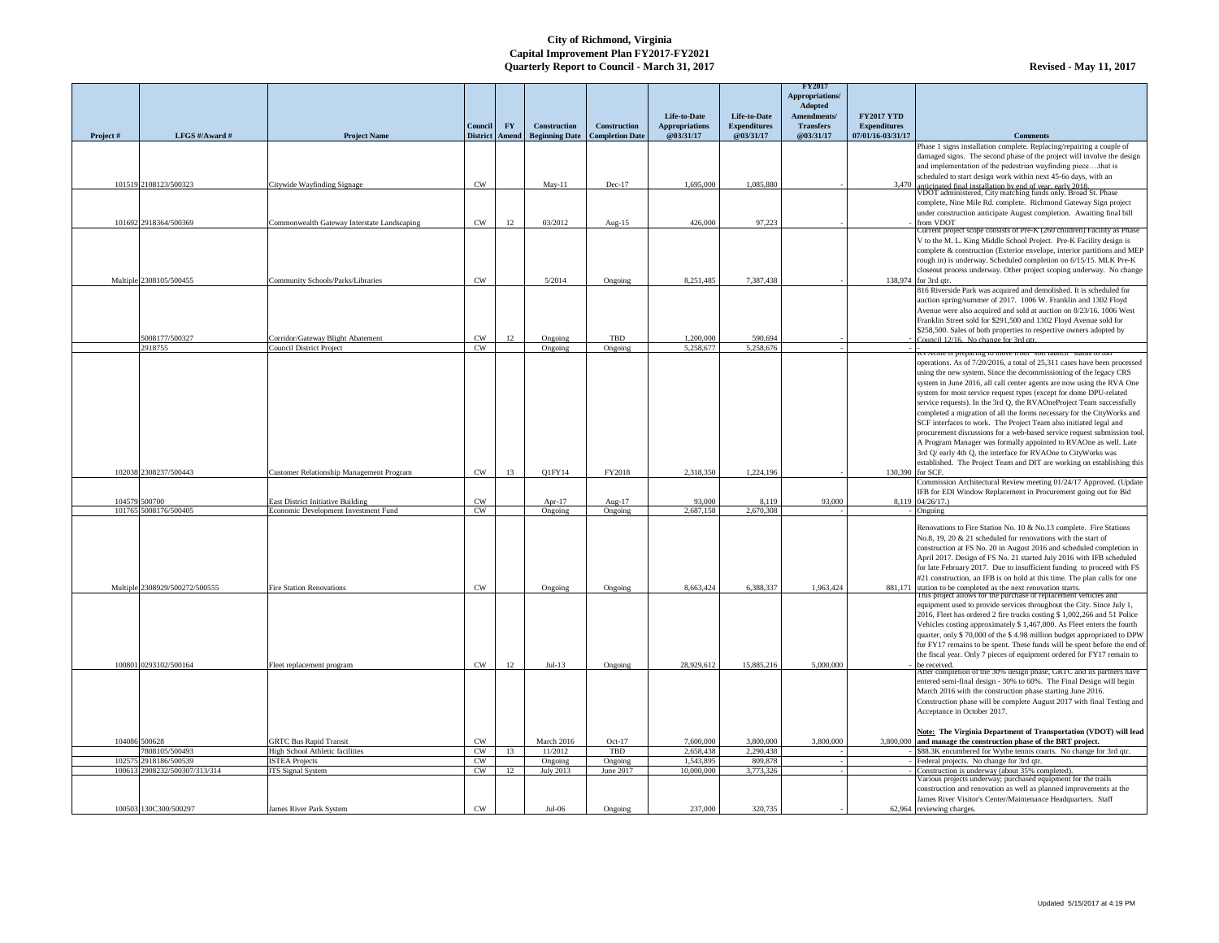# City of Richmond, Virginia
## Capital Improvement Plan FY2017-FY2021
## Quarterly Report to Council - March 31, 2017

**Revised - May 11, 2017**

| Project # | LFGS #/Award # | Project Name | Council District | FY Amend | Construction Beginning Date | Construction Completion Date | Life-to-Date Appropriations @03/31/17 | Life-to-Date Expenditures @03/31/17 | FY2017 Appropriations/ Adopted Amendments/ Transfers @03/31/17 | FY2017 YTD Expenditures 07/01/16-03/31/17 | Comments |
|---|---|---|---|---|---|---|---|---|---|---|---|
| 101519 | 2108123/500323 | Citywide Wayfinding Signage | CW | | May-11 | Dec-17 | 1,695,000 | 1,085,880 | - | 3,470 | Phase 1 signs installation complete. Replacing/repairing a couple of damaged signs. The second phase of the project will involve the design and implementation of the pedestrian wayfinding piece….that is scheduled to start design work within next 45-6o days, with an anticipated final installation by end of year, early 2018. |
| 101692 | 2918364/500369 | Commonwealth Gateway Interstate Landscaping | CW | 12 | 03/2012 | Aug-15 | 426,000 | 97,223 | - | - | VDOT administered, City matching funds only. Broad St. Phase complete, Nine Mile Rd. complete. Richmond Gateway Sign project under construction anticipate August completion. Awaiting final bill from VDOT |
| Multiple | 2308105/500455 | Community Schools/Parks/Libraries | CW | | 5/2014 | Ongoing | 8,251,485 | 7,387,438 | - | 138,974 | Current project scope consists of Pre-K (260 children) Facility as Phase V to the M. L. King Middle School Project. Pre-K Facility design is complete & construction (Exterior envelope, interior partitions and MEP rough in) is underway. Scheduled completion on 6/15/15. MLK Pre-K closeout process underway. Other project scoping underway. No change for 3rd qtr. |
| | 5008177/500327 | Corridor/Gateway Blight Abatement | CW | 12 | Ongoing | TBD | 1,200,000 | 590,694 | - | - | 816 Riverside Park was acquired and demolished. It is scheduled for auction spring/summer of 2017. 1006 W. Franklin and 1302 Floyd Avenue were also acquired and sold at auction on 8/23/16. 1006 West Franklin Street sold for $291,500 and 1302 Floyd Avenue sold for $258,500. Sales of both properties to respective owners adopted by Council 12/16. No change for 3rd qtr. |
| | 2918755 | Council District Project | CW | | Ongoing | Ongoing | 5,258,677 | 5,258,676 | - | - | - |
| 102038 | 2308237/500443 | Customer Relationship Management Program | CW | 13 | Q1FY14 | FY2018 | 2,318,350 | 1,224,196 | - | 130,390 | RVAOne is preparing to move from "soft launch" status to full operations. As of 7/20/2016, a total of 25,311 cases have been processed using the new system. Since the decommissioning of the legacy CRS system in June 2016, all call center agents are now using the RVA One system for most service request types (except for dome DPU-related service requests). In the 3rd Q, the RVAOneProject Team successfully completed a migration of all the forms necessary for the CityWorks and SCF interfaces to work. The Project Team also initiated legal and procurement discussions for a web-based service request submission tool. A Program Manager was formally appointed to RVAOne as well. Late 3rd Q/ early 4th Q, the interface for RVAOne to CityWorks was established. The Project Team and DIT are working on establishing this for SCF. |
| 104579 | 500700 | East District Initiative Building | CW | | Apr-17 | Aug-17 | 93,000 | 8,119 | 93,000 | 8,119 | Commission Architectural Review meeting 01/24/17 Approved. (Update IFB for EDI Window Replacement in Procurement going out for Bid 04/26/17.) |
| 101765 | 5008176/500405 | Economic Development Investment Fund | CW | | Ongoing | Ongoing | 2,687,158 | 2,670,308 | - | - | Ongoing |
| Multiple | 2308929/500272/500555 | Fire Station Renovations | CW | | Ongoing | Ongoing | 8,663,424 | 6,388,337 | 1,963,424 | 881,171 | Renovations to Fire Station No. 10 & No.13 complete. Fire Stations No.8, 19, 20 & 21 scheduled for renovations with the start of construction at FS No. 20 in August 2016 and scheduled completion in April 2017. Design of FS No. 21 started July 2016 with IFB scheduled for late February 2017. Due to insufficient funding to proceed with FS #21 construction, an IFB is on hold at this time. The plan calls for one station to be completed as the next renovation starts. |
| 100801 | 0293102/500164 | Fleet replacement program | CW | 12 | Jul-13 | Ongoing | 28,929,612 | 15,885,216 | 5,000,000 | - | This project allows for the purchase of replacement vehicles and equipment used to provide services throughout the City. Since July 1, 2016, Fleet has ordered 2 fire trucks costing $ 1,002,266 and 51 Police Vehicles costing approximately $ 1,467,000. As Fleet enters the fourth quarter, only $ 70,000 of the $ 4.98 million budget appropriated to DPW for FY17 remains to be spent. These funds will be spent before the end of the fiscal year. Only 7 pieces of equipment ordered for FY17 remain to be received. |
| 104086 | 500628 | GRTC Bus Rapid Transit | CW | | March 2016 | Oct-17 | 7,600,000 | 3,800,000 | 3,800,000 | 3,800,000 | After completion of the 30% design phase, GRTC and its partners have entered semi-final design - 30% to 60%. The Final Design will begin March 2016 with the construction phase starting June 2016. Construction phase will be complete August 2017 with final Testing and Acceptance in October 2017. **Note: The Virginia Department of Transportation (VDOT) will lead and manage the construction phase of the BRT project.** |
| | 7808105/500493 | High School Athletic facilities | CW | 13 | 11/2012 | TBD | 2,658,438 | 2,290,438 | - | - | $88.3K encumbered for Wythe tennis courts. No change for 3rd qtr. |
| 102575 | 2918186/500539 | ISTEA Projects | CW | | Ongoing | Ongoing | 1,543,895 | 809,878 | - | - | Federal projects. No change for 3rd qtr. |
| 100613 | 2908232/500307/313/314 | ITS Signal System | CW | 12 | July 2013 | June 2017 | 10,000,000 | 3,773,326 | - | - | Construction is underway (about 35% completed). |
| 100503 | 130C300/500297 | James River Park System | CW | | Jul-06 | Ongoing | 237,000 | 320,735 | - | 62,964 | Various projects underway; purchased equipment for the trails construction and renovation as well as planned improvements at the James River Visitor's Center/Maintenance Headquarters. Staff reviewing charges. |

Updated 5/15/2017 at 4:19 PM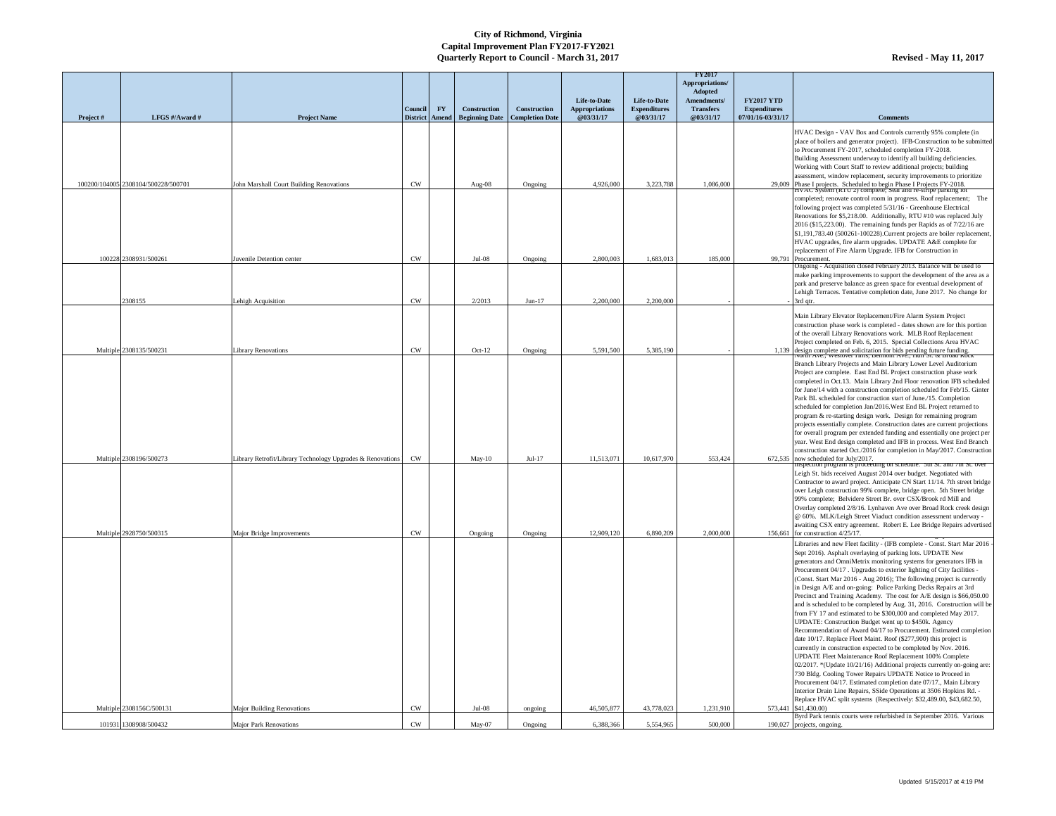**City of Richmond, Virginia**
**Capital Improvement Plan FY2017-FY2021**
**Quarterly Report to Council - March 31, 2017**

**Revised - May 11, 2017**

| Project # | LFGS #/Award # | Project Name | Council District | FY Amend | Construction Beginning Date | Construction Completion Date | Life-to-Date Appropriations @03/31/17 | Life-to-Date Expenditures @03/31/17 | FY2017 Appropriations/ Adopted Amendments/ Transfers @03/31/17 | FY2017 YTD Expenditures 07/01/16-03/31/17 | Comments |
|---|---|---|---|---|---|---|---|---|---|---|---|
| 100200/104005 | 2308104/500228/500701 | John Marshall Court Building Renovations | CW | | Aug-08 | Ongoing | 4,926,000 | 3,223,788 | 1,086,000 | 29,009 | HVAC Design - VAV Box and Controls currently 95% complete (in place of boilers and generator project). IFB-Construction to be submitted to Procurement FY-2017, scheduled completion FY-2018. Building Assessment underway to identify all building deficiencies. Working with Court Staff to review additional projects; building assessment, window replacement, security improvements to prioritize Phase I projects. Scheduled to begin Phase I Projects FY-2018. |
| 100228 | 2308931/500261 | Juvenile Detention center | CW | | Jul-08 | Ongoing | 2,800,003 | 1,683,013 | 185,000 | 99,791 | HVAC System (RTU 2) complete; Seal and re-stripe parking lot completed; renovate control room in progress. Roof replacement; The following project was completed 5/31/16 - Greenhouse Electrical Renovations for $5,218.00. Additionally, RTU #10 was replaced July 2016 ($15,223.00). The remaining funds per Rapids as of 7/22/16 are $1,191,783.40 (500261-100228).Current projects are boiler replacement, HVAC upgrades, fire alarm upgrades. UPDATE A&E complete for replacement of Fire Alarm Upgrade. IFB for Construction in Procurement. |
| | 2308155 | Lehigh Acquisition | CW | | 2/2013 | Jun-17 | 2,200,000 | 2,200,000 | - | - | Ongoing - Acquisition closed February 2013. Balance will be used to make parking improvements to support the development of the area as a park and preserve balance as green space for eventual development of Lehigh Terraces. Tentative completion date, June 2017. No change for 3rd qtr. |
| Multiple | 2308135/500231 | Library Renovations | CW | | Oct-12 | Ongoing | 5,591,500 | 5,385,190 | - | 1,139 | Main Library Elevator Replacement/Fire Alarm System Project construction phase work is completed - dates shown are for this portion of the overall Library Renovations work. MLB Roof Replacement Project completed on Feb. 6, 2015. Special Collections Area HVAC design complete and solicitation for bids pending future funding. |
| Multiple | 2308196/500273 | Library Retrofit/Library Technology Upgrades & Renovations | CW | | May-10 | Jul-17 | 11,513,071 | 10,617,970 | 553,424 | 672,535 | North Ave., Westover Hills, Belmont Ave., Hull St. & Broad Rock Branch Library Projects and Main Library Lower Level Auditorium Project are complete. East End BL Project construction phase work completed in Oct.13. Main Library 2nd Floor renovation IFB scheduled for June/14 with a construction completion scheduled for Feb/15. Ginter Park BL scheduled for construction start of June./15. Completion scheduled for completion Jan/2016.West End BL Project returned to program & re-starting design work. Design for remaining program projects essentially complete. Construction dates are current projections for overall program per extended funding and essentially one project per year. West End design completed and IFB in process. West End Branch construction started Oct./2016 for completion in May/2017. Construction now scheduled for July/2017. |
| Multiple | 2928750/500315 | Major Bridge Improvements | CW | | Ongoing | Ongoing | 12,909,120 | 6,890,209 | 2,000,000 | 156,661 | Inspection program is proceeding on schedule. 5th St. and 7th St. over Leigh St. bids received August 2014 over budget. Negotiated with Contractor to award project. Anticipate CN Start 11/14. 7th street bridge over Leigh construction 99% complete, bridge open. 5th Street bridge 99% complete; Belvidere Street Br. over CSX/Brook rd Mill and Overlay completed 2/8/16. Lynhaven Ave over Broad Rock creek design @ 60%. MLK/Leigh Street Viaduct condition assessment underway - awaiting CSX entry agreement. Robert E. Lee Bridge Repairs advertised for construction 4/25/17. |
| Multiple | 2308156C/500131 | Major Building Renovations | CW | | Jul-08 | ongoing | 46,505,877 | 43,778,023 | 1,231,910 | 573,441 | Libraries and new Fleet facility - (IFB complete - Const. Start Mar 2016 - Sept 2016). Asphalt overlaying of parking lots. UPDATE New generators and OmniMetrix monitoring systems for generators IFB in Procurement 04/17 . Upgrades to exterior lighting of City facilities - (Const. Start Mar 2016 - Aug 2016); The following project is currently in Design A/E and on-going: Police Parking Decks Repairs at 3rd Precinct and Training Academy. The cost for A/E design is $66,050.00 and is scheduled to be completed by Aug. 31, 2016. Construction will be from FY 17 and estimated to be $300,000 and completed May 2017. UPDATE: Construction Budget went up to $450k. Agency Recommendation of Award 04/17 to Procurement. Estimated completion date 10/17. Replace Fleet Maint. Roof ($277,900) this project is currently in construction expected to be completed by Nov. 2016. UPDATE Fleet Maintenance Roof Replacement 100% Complete 02/2017. *(Update 10/21/16) Additional projects currently on-going are: 730 Bldg. Cooling Tower Repairs UPDATE Notice to Proceed in Procurement 04/17. Estimated completion date 07/17., Main Library Interior Drain Line Repairs, SSide Operations at 3506 Hopkins Rd. - Replace HVAC split systems (Respectively: $32,489.00, $43,682.50, $41,430.00) |
| 101931 | 1308908/500432 | Major Park Renovations | CW | | May-07 | Ongoing | 6,388,366 | 5,554,965 | 500,000 | 190,027 | Byrd Park tennis courts were refurbished in September 2016. Various projects, ongoing. |

Updated 5/15/2017 at 4:19 PM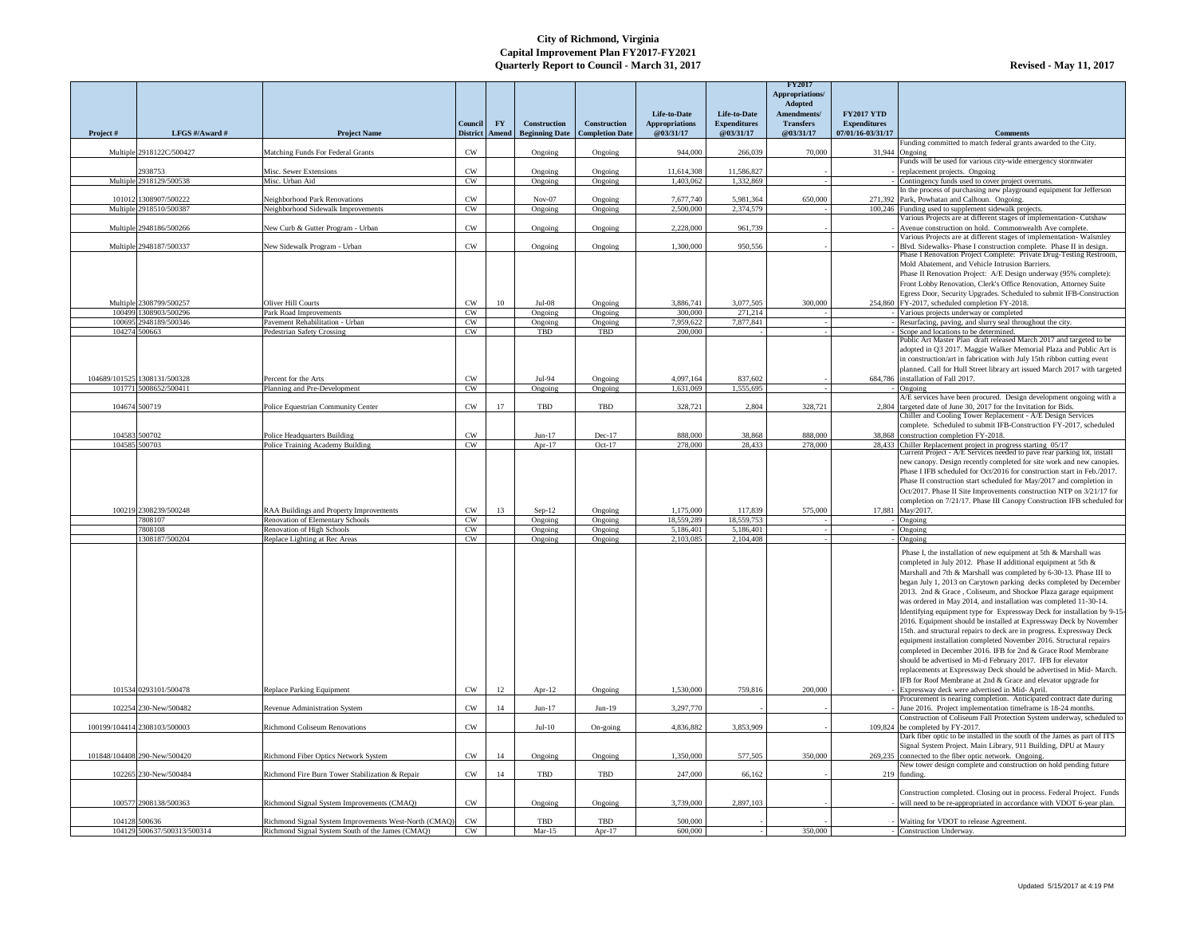# City of Richmond, Virginia
## Capital Improvement Plan FY2017-FY2021
## Quarterly Report to Council - March 31, 2017

**Revised - May 11, 2017**

| Project # | LFGS #/Award # | Project Name | Council District | FY Amend | Construction Beginning Date | Construction Completion Date | Life-to-Date Appropriations @03/31/17 | Life-to-Date Expenditures @03/31/17 | FY2017 Appropriations/ Adopted Amendments/ Transfers @03/31/17 | FY2017 YTD Expenditures 07/01/16-03/31/17 | Comments |
|---|---|---|---|---|---|---|---|---|---|---|---|
| Multiple | 2918122C/500427 | Matching Funds For Federal Grants | CW | | Ongoing | Ongoing | 944,000 | 266,039 | 70,000 | 31,944 | Funding committed to match federal grants awarded to the City. Ongoing |
| | 2938753 | Misc. Sewer Extensions | CW | | Ongoing | Ongoing | 11,614,308 | 11,586,827 | - | - | Funds will be used for various city-wide emergency stormwater replacement projects. Ongoing |
| Multiple | 2918129/500538 | Misc. Urban Aid | CW | | Ongoing | Ongoing | 1,403,062 | 1,332,869 | - | - | Contingency funds used to cover project overruns. |
| 101012 | 1308907/500222 | Neighborhood Park Renovations | CW | | Nov-07 | Ongoing | 7,677,740 | 5,981,364 | 650,000 | 271,392 | In the process of purchasing new playground equipment for Jefferson Park, Powhatan and Calhoun. Ongoing. |
| Multiple | 2918510/500387 | Neighborhood Sidewalk Improvements | CW | | Ongoing | Ongoing | 2,500,000 | 2,374,579 | - | 100,246 | Funding used to supplement sidewalk projects. |
| Multiple | 2948186/500266 | New Curb & Gutter Program - Urban | CW | | Ongoing | Ongoing | 2,228,000 | 961,739 | - | - | Various Projects are at different stages of implementation- Cutshaw Avenue construction on hold. Commonwealth Ave complete. |
| Multiple | 2948187/500337 | New Sidewalk Program - Urban | CW | | Ongoing | Ongoing | 1,300,000 | 950,556 | - | - | Various Projects are at different stages of implementation- Walsmley Blvd. Sidewalks- Phase I construction complete. Phase II in design. |
| Multiple | 2308799/500257 | Oliver Hill Courts | CW | 10 | Jul-08 | Ongoing | 3,886,741 | 3,077,505 | 300,000 | 254,860 | Phase I Renovation Project Complete: Private Drug-Testing Restroom, Mold Abatement, and Vehicle Intrusion Barriers. Phase II Renovation Project: A/E Design underway (95% complete): Front Lobby Renovation, Clerk's Office Renovation, Attorney Suite Egress Door, Security Upgrades. Scheduled to submit IFB-Construction FY-2017, scheduled completion FY-2018. |
| 100499 | 1308903/500296 | Park Road Improvements | CW | | Ongoing | Ongoing | 300,000 | 271,214 | - | - | Various projects underway or completed |
| 100695 | 2948189/500346 | Pavement Rehabilitation - Urban | CW | | Ongoing | Ongoing | 7,959,622 | 7,877,841 | - | - | Resurfacing, paving, and slurry seal throughout the city. |
| 104274 | 500663 | Pedestrian Safety Crossing | CW | | TBD | TBD | 200,000 | - | - | - | Scope and locations to be determined. |
| 104689/101525 | 1308131/500328 | Percent for the Arts | CW | | Jul-94 | Ongoing | 4,097,164 | 837,602 | - | 684,786 | Public Art Master Plan draft released March 2017 and targeted to be adopted in Q3 2017. Maggie Walker Memorial Plaza and Public Art is in construction/art in fabrication with July 15th ribbon cutting event planned. Call for Hull Street library art issued March 2017 with targeted installation of Fall 2017. |
| 101771 | 5008652/500411 | Planning and Pre-Development | CW | | Ongoing | Ongoing | 1,631,069 | 1,555,695 | - | - | Ongoing |
| 104674 | 500719 | Police Equestrian Community Center | CW | 17 | TBD | TBD | 328,721 | 2,804 | 328,721 | 2,804 | A/E services have been procured. Design development ongoing with a targeted date of June 30, 2017 for the Invitation for Bids. |
| 104583 | 500702 | Police Headquarters Building | CW | | Jun-17 | Dec-17 | 888,000 | 38,868 | 888,000 | 38,868 | Chiller and Cooling Tower Replacement - A/E Design Services complete. Scheduled to submit IFB-Construction FY-2017, scheduled construction completion FY-2018. |
| 104585 | 500703 | Police Training Academy Building | CW | | Apr-17 | Oct-17 | 278,000 | 28,433 | 278,000 | 28,433 | Chiller Replacement project in progress starting 05/17 |
| 100219 | 2308239/500248 | RAA Buildings and Property Improvements | CW | 13 | Sep-12 | Ongoing | 1,175,000 | 117,839 | 575,000 | 17,881 | Current Project - A/E Services needed to pave rear parking lot, install new canopy. Design recently completed for site work and new canopies. Phase I IFB scheduled for Oct/2016 for construction start in Feb./2017. Phase II construction start scheduled for May/2017 and completion in Oct/2017. Phase II Site Improvements construction NTP on 3/21/17 for completion on 7/21/17. Phase III Canopy Construction IFB scheduled for May/2017. |
| | 7808107 | Renovation of Elementary Schools | CW | | Ongoing | Ongoing | 18,559,289 | 18,559,753 | - | - | Ongoing |
| | 7808108 | Renovation of High Schools | CW | | Ongoing | Ongoing | 5,186,401 | 5,186,401 | - | - | Ongoing |
| | 1308187/500204 | Replace Lighting at Rec Areas | CW | | Ongoing | Ongoing | 2,103,085 | 2,104,408 | - | - | Ongoing |
| 101534 | 0293101/500478 | Replace Parking Equipment | CW | 12 | Apr-12 | Ongoing | 1,530,000 | 759,816 | 200,000 | - | Phase I, the installation of new equipment at 5th & Marshall was completed in July 2012. Phase II additional equipment at 5th & Marshall and 7th & Marshall was completed by 6-30-13. Phase III to began July 1, 2013 on Carytown parking decks completed by December 2013. 2nd & Grace , Coliseum, and Shockoe Plaza garage equipment was ordered in May 2014, and installation was completed 11-30-14. Identifying equipment type for Expressway Deck for installation by 9-15-2016. Equipment should be installed at Expressway Deck by November 15th. and structural repairs to deck are in progress. Expressway Deck equipment installation completed November 2016. Structural repairs completed in December 2016. IFB for 2nd & Grace Roof Membrane should be advertised in Mi-d February 2017. IFB for elevator replacements at Expressway Deck should be advertised in Mid- March. IFB for Roof Membrane at 2nd & Grace and elevator upgrade for Expressway deck were advertised in Mid- April. |
| 102254 | 230-New/500482 | Revenue Administration System | CW | 14 | Jun-17 | Jun-19 | 3,297,770 | - | - | - | Procurement is nearing completion. Anticipated contract date during June 2016. Project implementation timeframe is 18-24 months. |
| 100199/104414 | 2308103/500003 | Richmond Coliseum Renovations | CW | | Jul-10 | On-going | 4,836,882 | 3,853,909 | - | 109,824 | Construction of Coliseum Fall Protection System underway, scheduled to be completed by FY-2017. |
| 101848/104408 | 290-New/500420 | Richmond Fiber Optics Network System | CW | 14 | Ongoing | Ongoing | 1,350,000 | 577,505 | 350,000 | 269,235 | Dark fiber optic to be installed in the south of the James as part of ITS Signal System Project. Main Library, 911 Building, DPU at Maury connected to the fiber optic network. Ongoing. |
| 102265 | 230-New/500484 | Richmond Fire Burn Tower Stabilization & Repair | CW | 14 | TBD | TBD | 247,000 | 66,162 | - | 219 | New tower design complete and construction on hold pending future funding. |
| 100577 | 2908138/500363 | Richmond Signal System Improvements (CMAQ) | CW | | Ongoing | Ongoing | 3,739,000 | 2,897,103 | - | - | Construction completed. Closing out in process. Federal Project. Funds will need to be re-appropriated in accordance with VDOT 6-year plan. |
| 104128 | 500636 | Richmond Signal System Improvements West-North (CMAQ) | CW | | TBD | TBD | 500,000 | - | - | - | Waiting for VDOT to release Agreement. |
| 104129 | 500637/500313/500314 | Richmond Signal System South of the James (CMAQ) | CW | | Mar-15 | Apr-17 | 600,000 | - | 350,000 | - | Construction Underway. |

Updated 5/15/2017 at 4:19 PM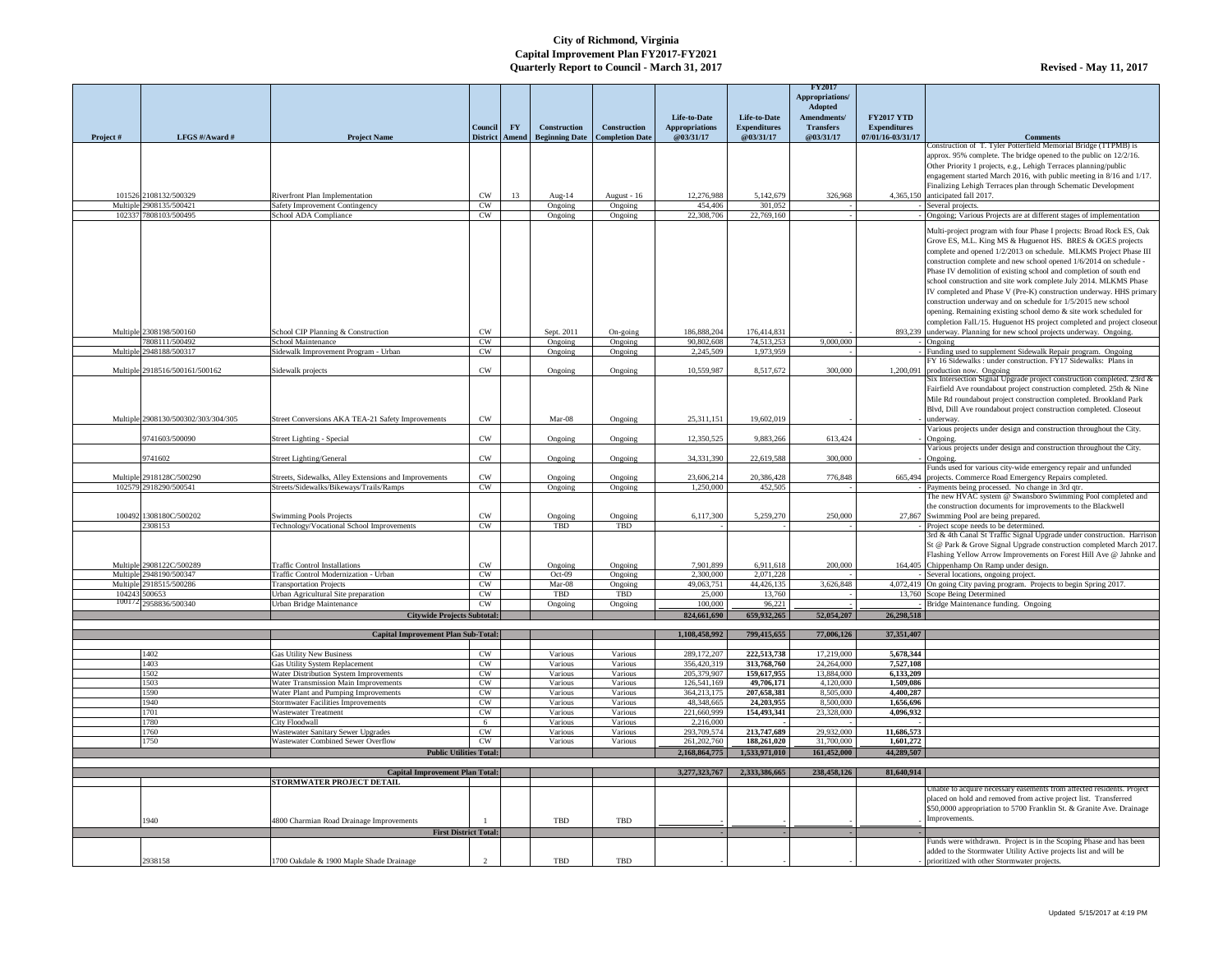# City of Richmond, Virginia
## Capital Improvement Plan FY2017-FY2021
## Quarterly Report to Council - March 31, 2017

**Revised - May 11, 2017**

| Project # | LFGS #/Award # | Project Name | Council District | FY Amend | Construction Beginning Date | Construction Completion Date | Life-to-Date Appropriations @03/31/17 | Life-to-Date Expenditures @03/31/17 | FY2017 Appropriations/ Adopted Amendments/ Transfers @03/31/17 | FY2017 YTD Expenditures 07/01/16-03/31/17 | Comments |
|---|---|---|---|---|---|---|---|---|---|---|---|
| 101526 | 2108132/500329 | Riverfront Plan Implementation | CW | 13 | Aug-14 | August - 16 | 12,276,988 | 5,142,679 | 326,968 | 4,365,150 | Construction of T. Tyler Potterfield Memorial Bridge (TTPMB) is approx. 95% complete. The bridge opened to the public on 12/2/16. Other Priority 1 projects, e.g., Lehigh Terraces planning/public engagement started March 2016, with public meeting in 8/16 and 1/17. Finalizing Lehigh Terraces plan through Schematic Development anticipated fall 2017. |
| Multiple | 2908135/500421 | Safety Improvement Contingency | CW | | Ongoing | Ongoing | 454,406 | 301,052 | - | - | Several projects. |
| 102337 | 7808103/500495 | School ADA Compliance | CW | | Ongoing | Ongoing | 22,308,706 | 22,769,160 | - | - | Ongoing; Various Projects are at different stages of implementation |
| Multiple | 2308198/500160 | School CIP Planning & Construction | CW | | Sept. 2011 | On-going | 186,888,204 | 176,414,831 | - | 893,239 | Multi-project program with four Phase I projects: Broad Rock ES, Oak Grove ES, M.L. King MS & Huguenot HS. BRES & OGES projects complete and opened 1/2/2013 on schedule. MLKMS Project Phase III construction complete and new school opened 1/6/2014 on schedule - Phase IV demolition of existing school and completion of south end school construction and site work complete July 2014. MLKMS Phase IV completed and Phase V (Pre-K) construction underway. HHS primary construction underway and on schedule for 1/5/2015 new school opening. Remaining existing school demo & site work scheduled for completion Fall./15. Huguenot HS project completed and project closeout underway. Planning for new school projects underway. Ongoing. |
| | 7808111/500492 | School Maintenance | CW | | Ongoing | Ongoing | 90,802,608 | 74,513,253 | 9,000,000 | - | Ongoing |
| Multiple | 2948188/500317 | Sidewalk Improvement Program - Urban | CW | | Ongoing | Ongoing | 2,245,509 | 1,973,959 | - | - | Funding used to supplement Sidewalk Repair program. Ongoing |
| Multiple | 2918516/500161/500162 | Sidewalk projects | CW | | Ongoing | Ongoing | 10,559,987 | 8,517,672 | 300,000 | 1,200,091 | FY 16 Sidewalks : under construction. FY17 Sidewalks: Plans in production now. Ongoing |
| Multiple | 2908130/500302/303/304/305 | Street Conversions AKA TEA-21 Safety Improvements | CW | | Mar-08 | Ongoing | 25,311,151 | 19,602,019 | - | - | Six Intersection Signal Upgrade project construction completed. 23rd & Fairfield Ave roundabout project construction completed. 25th & Nine Mile Rd roundabout project construction completed. Brookland Park Blvd, Dill Ave roundabout project construction completed. Closeout underway. |
| | 9741603/500090 | Street Lighting - Special | CW | | Ongoing | Ongoing | 12,350,525 | 9,883,266 | 613,424 | - | Various projects under design and construction throughout the City. Ongoing. |
| | 9741602 | Street Lighting/General | CW | | Ongoing | Ongoing | 34,331,390 | 22,619,588 | 300,000 | - | Various projects under design and construction throughout the City. Ongoing. |
| Multiple | 2918128C/500290 | Streets, Sidewalks, Alley Extensions and Improvements | CW | | Ongoing | Ongoing | 23,606,214 | 20,386,428 | 776,848 | 665,494 | Funds used for various city-wide emergency repair and unfunded projects. Commerce Road Emergency Repairs completed. |
| 102579 | 2918290/500541 | Streets/Sidewalks/Bikeways/Trails/Ramps | CW | | Ongoing | Ongoing | 1,250,000 | 452,505 | - | - | Payments being processed. No change in 3rd qtr. |
| 100492 | 1308180C/500202 | Swimming Pools Projects | CW | | Ongoing | Ongoing | 6,117,300 | 5,259,270 | 250,000 | 27,867 | The new HVAC system @ Swansboro Swimming Pool completed and the construction documents for improvements to the Blackwell Swimming Pool are being prepared. |
| | 2308153 | Technology/Vocational School Improvements | CW | | TBD | TBD | - | - | - | - | Project scope needs to be determined. |
| Multiple | 2908122C/500289 | Traffic Control Installations | CW | | Ongoing | Ongoing | 7,901,899 | 6,911,618 | 200,000 | 164,405 | 3rd & 4th Canal St Traffic Signal Upgrade under construction. Harrison St @ Park & Grove Signal Upgrade construction completed March 2017. Flashing Yellow Arrow Improvements on Forest Hill Ave @ Jahnke and Chippenhamp On Ramp under design. |
| Multiple | 2948190/500347 | Traffic Control Modernization - Urban | CW | | Oct-09 | Ongoing | 2,300,000 | 2,071,228 | - | - | Several locations, ongoing project. |
| Multiple | 2918515/500286 | Transportation Projects | CW | | Mar-08 | Ongoing | 49,063,751 | 44,426,135 | 3,626,848 | 4,072,419 | On going City paving program. Projects to begin Spring 2017. |
| 104243 | 500653 | Urban Agricultural Site preparation | CW | | TBD | TBD | 25,000 | 13,760 | - | 13,760 | Scope Being Determined |
| 100172 | 2958836/500340 | Urban Bridge Maintenance | CW | | Ongoing | Ongoing | 100,000 | 96,221 | - | - | Bridge Maintenance funding. Ongoing |
| | | **Citywide Projects Subtotal:** | | | | | **824,661,690** | **659,932,265** | **52,054,207** | **26,298,518** | |
| | | **Capital Improvement Plan Sub-Total:** | | | | | **1,108,458,992** | **799,415,655** | **77,006,126** | **37,351,407** | |
| | 1402 | Gas Utility New Business | CW | | Various | Various | 289,172,207 | 222,513,738 | 17,219,000 | 5,678,344 | |
| | 1403 | Gas Utility System Replacement | CW | | Various | Various | 356,420,319 | 313,768,760 | 24,264,000 | 7,527,108 | |
| | 1502 | Water Distribution System Improvements | CW | | Various | Various | 205,379,907 | 159,617,955 | 13,884,000 | 6,133,209 | |
| | 1503 | Water Transmission Main Improvements | CW | | Various | Various | 126,541,169 | 49,706,171 | 4,120,000 | 1,509,086 | |
| | 1590 | Water Plant and Pumping Improvements | CW | | Various | Various | 364,213,175 | 207,658,381 | 8,505,000 | 4,400,287 | |
| | 1940 | Stormwater Facilities Improvements | CW | | Various | Various | 48,348,665 | 24,203,955 | 8,500,000 | 1,656,696 | |
| | 1701 | Wastewater Treatment | CW | | Various | Various | 221,660,999 | 154,493,341 | 23,328,000 | 4,096,932 | |
| | 1780 | City Floodwall | 6 | | Various | Various | 2,216,000 | - | - | - | |
| | 1760 | Wastewater Sanitary Sewer Upgrades | CW | | Various | Various | 293,709,574 | 213,747,689 | 29,932,000 | 11,686,573 | |
| | 1750 | Wastewater Combined Sewer Overflow | CW | | Various | Various | 261,202,760 | 188,261,020 | 31,700,000 | 1,601,272 | |
| | | **Public Utilities Total:** | | | | | **2,168,864,775** | **1,533,971,010** | **161,452,000** | **44,289,507** | |
| | | **Capital Improvement Plan Total:** | | | | | **3,277,323,767** | **2,333,386,665** | **238,458,126** | **81,640,914** | |
| | | **STORMWATER PROJECT DETAIL** | | | | | | | | | |
| | 1940 | 4800 Charmian Road Drainage Improvements | 1 | | TBD | TBD | - | - | - | - | Unable to acquire necessary easements from affected residents. Project placed on hold and removed from active project list. Transferred $50,0000 appropriation to 5700 Franklin St. & Granite Ave. Drainage Improvements. |
| | | **First District Total:** | | | | | **-** | **-** | **-** | **-** | |
| | 2938158 | 1700 Oakdale & 1900 Maple Shade Drainage | 2 | | TBD | TBD | - | - | - | - | Funds were withdrawn. Project is in the Scoping Phase and has been added to the Stormwater Utility Active projects list and will be prioritized with other Stormwater projects. |

Updated 5/15/2017 at 4:19 PM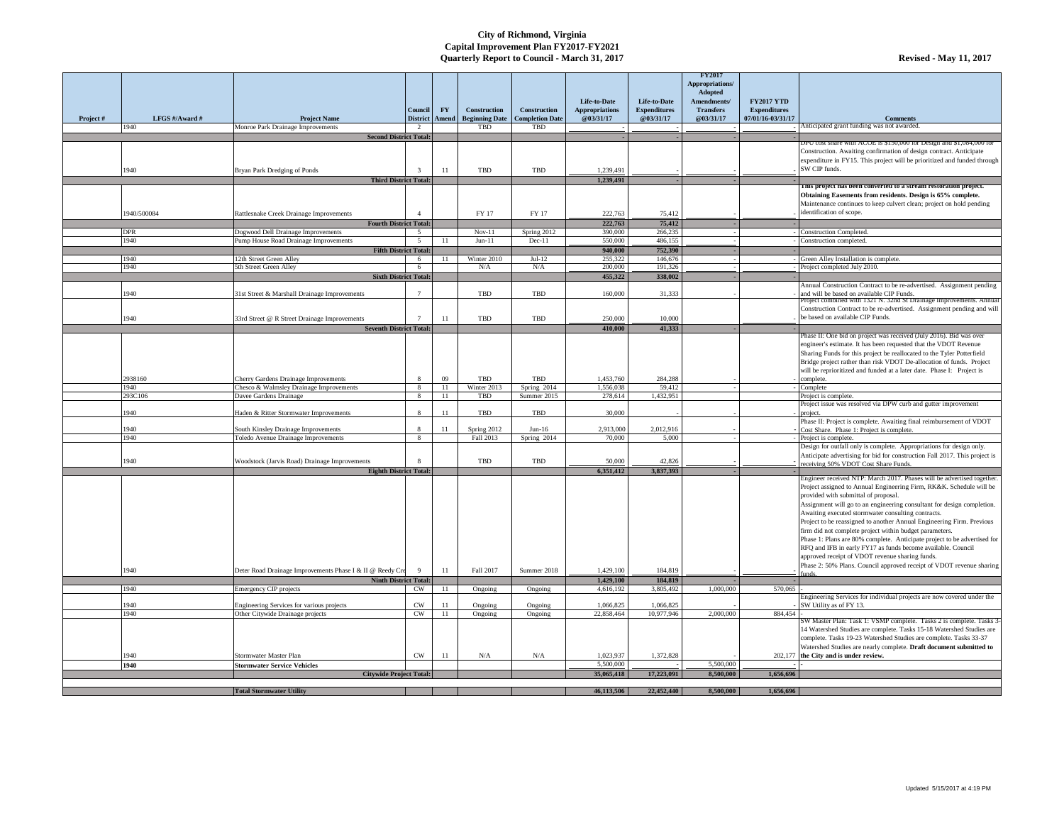**City of Richmond, Virginia**
**Capital Improvement Plan FY2017-FY2021**
**Quarterly Report to Council - March 31, 2017**

**Revised - May 11, 2017**

| Project # | LFGS #/Award # | Project Name | Council District | FY Amend | Construction Beginning Date | Construction Completion Date | Life-to-Date Appropriations @03/31/17 | Life-to-Date Expenditures @03/31/17 | FY2017 Appropriations/ Adopted Amendments/ Transfers @03/31/17 | FY2017 YTD Expenditures 07/01/16-03/31/17 | Comments |
|---|---|---|---|---|---|---|---|---|---|---|---|
| | 1940 | Monroe Park Drainage Improvements | 2 | | TBD | TBD | - | - | - | - | Anticipated grant funding was not awarded. |
| | | **Second District Total:** | | | | | **-** | **-** | **-** | **-** | |
| | 1940 | Bryan Park Dredging of Ponds | 3 | 11 | TBD | TBD | 1,239,491 | - | - | - | DPU cost share with ACOE is $150,000 for Design and $1,084,000 for Construction. Awaiting confirmation of design contract. Anticipate expenditure in FY15. This project will be prioritized and funded through SW CIP funds. |
| | | **Third District Total:** | | | | | **1,239,491** | **-** | **-** | **-** | |
| | 1940/500084 | Rattlesnake Creek Drainage Improvements | 4 | | FY 17 | FY 17 | 222,763 | 75,412 | - | - | **This project has been converted to a stream restoration project. Obtaining Easements from residents. Design is 65% complete.** Maintenance continues to keep culvert clean; project on hold pending identification of scope. |
| | | **Fourth District Total:** | | | | | **222,763** | **75,412** | **-** | **-** | |
| | DPR | Dogwood Dell Drainage Improvements | 5 | | Nov-11 | Spring 2012 | 390,000 | 266,235 | - | - | Construction Completed. |
| | 1940 | Pump House Road Drainage Improvements | 5 | 11 | Jun-11 | Dec-11 | 550,000 | 486,155 | - | - | Construction completed. |
| | | **Fifth District Total:** | | | | | **940,000** | **752,390** | **-** | **-** | |
| | 1940 | 12th Street Green Alley | 6 | 11 | Winter 2010 | Jul-12 | 255,322 | 146,676 | - | - | Green Alley Installation is complete. |
| | 1940 | 5th Street Green Alley | 6 | | N/A | N/A | 200,000 | 191,326 | - | - | Project completed July 2010. |
| | | **Sixth District Total:** | | | | | **455,322** | **338,002** | **-** | **-** | |
| | 1940 | 31st Street & Marshall Drainage Improvements | 7 | | TBD | TBD | 160,000 | 31,333 | - | - | Annual Construction Contract to be re-advertised. Assignment pending and will be based on available CIP Funds. |
| | 1940 | 33rd Street @ R Street Drainage Improvements | 7 | 11 | TBD | TBD | 250,000 | 10,000 | | - | Project combined with 1321 N. 32nd St Drainage Improvements. Annual Construction Contract to be re-advertised. Assignment pending and will be based on available CIP Funds. |
| | | **Seventh District Total:** | | | | | **410,000** | **41,333** | **-** | **-** | |
| | 2938160 | Cherry Gardens Drainage Improvements | 8 | 09 | TBD | TBD | 1,453,760 | 284,288 | - | - | Phase II: One bid on project was received (July 2016). Bid was over engineer's estimate. It has been requested that the VDOT Revenue Sharing Funds for this project be reallocated to the Tyler Potterfield Bridge project rather than risk VDOT De-allocation of funds. Project will be reprioritized and funded at a later date. Phase I: Project is complete. |
| | 1940 | Chesco & Walmsley Drainage Improvements | 8 | 11 | Winter 2013 | Spring 2014 | 1,556,038 | 59,412 | - | - | Complete |
| | 293C106 | Davee Gardens Drainage | 8 | 11 | TBD | Summer 2015 | 278,614 | 1,432,951 | | | Project is complete. |
| | 1940 | Haden & Ritter Stormwater Improvements | 8 | 11 | TBD | TBD | 30,000 | - | - | - | Project issue was resolved via DPW curb and gutter improvement project. |
| | 1940 | South Kinsley Drainage Improvements | 8 | 11 | Spring 2012 | Jun-16 | 2,913,000 | 2,012,916 | - | - | Phase II: Project is complete. Awaiting final reimbursement of VDOT Cost Share. Phase 1: Project is complete. |
| | 1940 | Toledo Avenue Drainage Improvements | 8 | | Fall 2013 | Spring 2014 | 70,000 | 5,000 | - | - | Project is complete. |
| | 1940 | Woodstock (Jarvis Road) Drainage Improvements | 8 | | TBD | TBD | 50,000 | 42,826 | - | - | Design for outfall only is complete. Appropriations for design only. Anticipate advertising for bid for construction Fall 2017. This project is receiving 50% VDOT Cost Share Funds. |
| | | **Eighth District Total:** | | | | | **6,351,412** | **3,837,393** | **-** | **-** | |
| | 1940 | Deter Road Drainage Improvements Phase I & II @ Reedy Cre | 9 | 11 | Fall 2017 | Summer 2018 | 1,429,100 | 184,819 | - | - | Engineer received NTP: March 2017. Phases will be advertised together. Project assigned to Annual Engineering Firm, RK&K. Schedule will be provided with submittal of proposal. Assignment will go to an engineering consultant for design completion. Awaiting executed stormwater consulting contracts. Project to be reassigned to another Annual Engineering Firm. Previous firm did not complete project within budget parameters. Phase 1: Plans are 80% complete. Anticipate project to be advertised for RFQ and IFB in early FY17 as funds become available. Council approved receipt of VDOT revenue sharing funds. Phase 2: 50% Plans. Council approved receipt of VDOT revenue sharing funds. |
| | | **Ninth District Total:** | | | | | **1,429,100** | **184,819** | **-** | **-** | |
| | 1940 | Emergency CIP projects | CW | 11 | Ongoing | Ongoing | 4,616,192 | 3,805,492 | 1,000,000 | 570,065 | - |
| | 1940 | Engineering Services for various projects | CW | 11 | Ongoing | Ongoing | 1,066,825 | 1,066,825 | | - | Engineering Services for individual projects are now covered under the SW Utility as of FY 13. |
| | 1940 | Other Citywide Drainage projects | CW | 11 | Ongoing | Ongoing | 22,858,464 | 10,977,946 | 2,000,000 | 884,454 | - |
| | 1940 | Stormwater Master Plan | CW | 11 | N/A | N/A | 1,023,937 | 1,372,828 | - | 202,177 | SW Master Plan: Task 1: VSMP complete. Tasks 2 is complete. Tasks 3-14 Watershed Studies are complete. Tasks 15-18 Watershed Studies are complete. Tasks 19-23 Watershed Studies are complete. Tasks 33-37 Watershed Studies are nearly complete. **Draft document submitted to the City and is under review.** |
| | **1940** | **Stormwater Service Vehicles** | | | | | 5,500,000 | - | 5,500,000 | | - |
| | | **Citywide Project Total:** | | | | | **35,065,418** | **17,223,091** | **8,500,000** | **1,656,696** | |
| | | **Total Stormwater Utility** | | | | | **46,113,506** | **22,452,440** | **8,500,000** | **1,656,696** | |

Updated 5/15/2017 at 4:19 PM